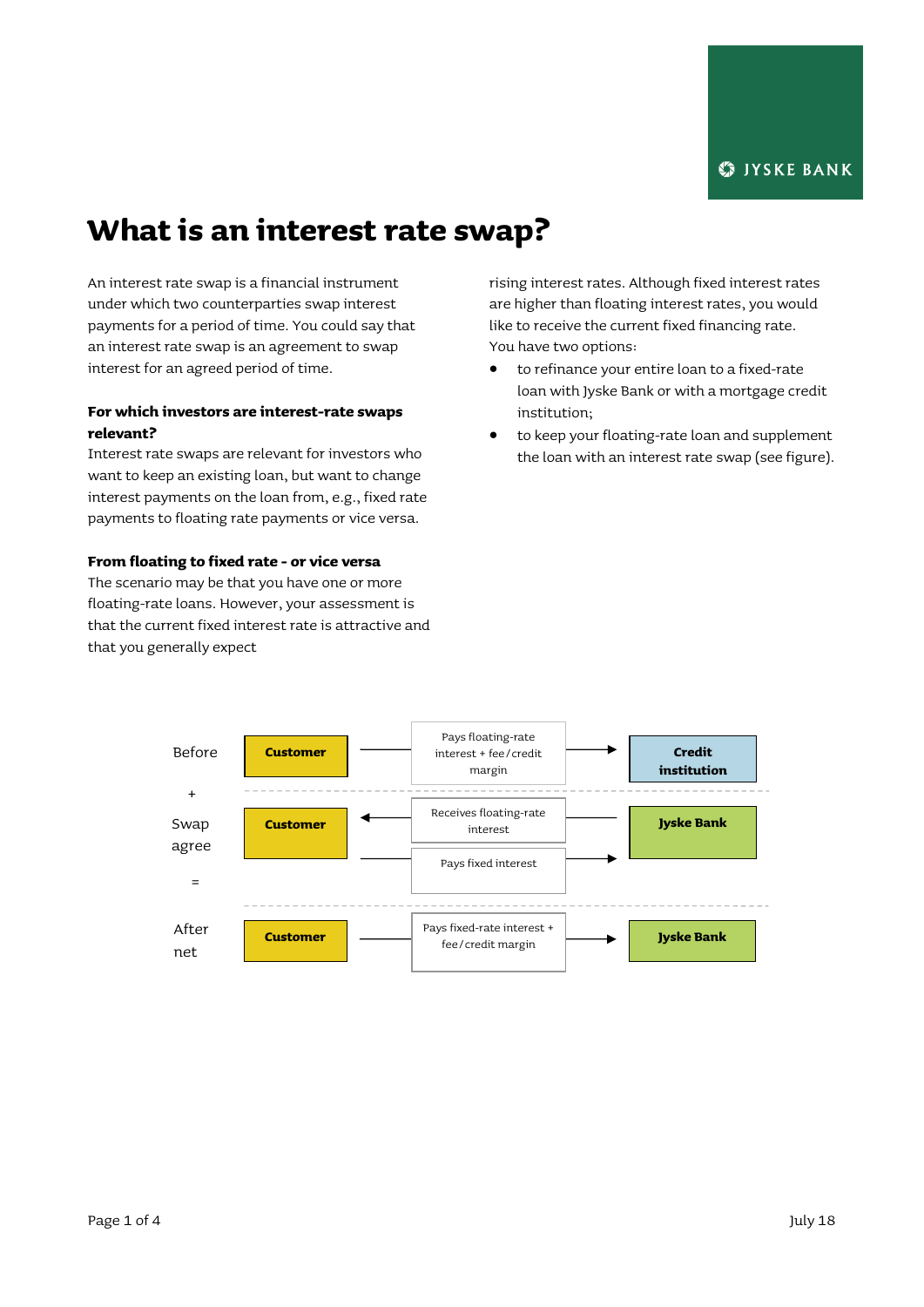# What is an interest rate swap?

An interest rate swap is a financial instrument under which two counterparties swap interest payments for a period of time. You could say that an interest rate swap is an agreement to swap interest for an agreed period of time.

**For which investors are interest-rate swaps relevant?**

Interest rate swaps are relevant for investors who want to keep an existing loan, but want to change interest payments on the loan from, e.g., fixed rate payments to floating rate payments or vice versa.

**From floating to fixed rate - or vice versa**

The scenario may be that you have one or more floating-rate loans. However, your assessment is that the current fixed interest rate is attractive and that you generally expect rising interest rates. Although fixed interest rates are higher than floating interest rates, you would like to receive the current fixed financing rate. You have two options:

- to refinance your entire loan to a fixed-rate loan with Jyske Bank or with a mortgage credit institution;
- to keep your floating-rate loan and supplement the loan with an interest rate swap (see figure).

| | | | |
|---|---|---|---|
| Before | Customer | Pays floating-rate interest + fee/credit margin → | Credit institution |
| + | | | |
| Swap agree | Customer | ← Receives floating-rate interest | Jyske Bank |
| | Customer | Pays fixed interest → | Jyske Bank |
| = | | | |
| After net | Customer | Pays fixed-rate interest + fee/credit margin → | Jyske Bank |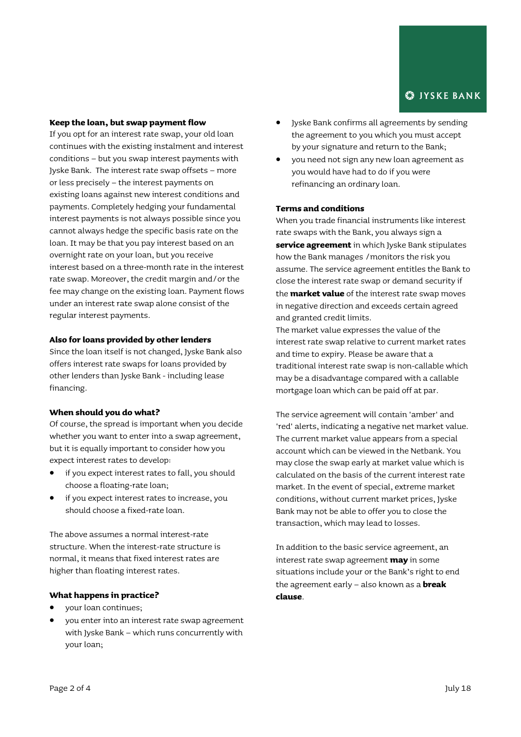### Keep the loan, but swap payment flow

If you opt for an interest rate swap, your old loan continues with the existing instalment and interest conditions – but you swap interest payments with Jyske Bank. The interest rate swap offsets – more or less precisely – the interest payments on existing loans against new interest conditions and payments. Completely hedging your fundamental interest payments is not always possible since you cannot always hedge the specific basis rate on the loan. It may be that you pay interest based on an overnight rate on your loan, but you receive interest based on a three-month rate in the interest rate swap. Moreover, the credit margin and/or the fee may change on the existing loan. Payment flows under an interest rate swap alone consist of the regular interest payments.

### Also for loans provided by other lenders

Since the loan itself is not changed, Jyske Bank also offers interest rate swaps for loans provided by other lenders than Jyske Bank - including lease financing.

### When should you do what?

Of course, the spread is important when you decide whether you want to enter into a swap agreement, but it is equally important to consider how you expect interest rates to develop:

- if you expect interest rates to fall, you should choose a floating-rate loan;
- if you expect interest rates to increase, you should choose a fixed-rate loan.

The above assumes a normal interest-rate structure. When the interest-rate structure is normal, it means that fixed interest rates are higher than floating interest rates.

### What happens in practice?

- your loan continues;
- you enter into an interest rate swap agreement with Jyske Bank – which runs concurrently with your loan;
- Jyske Bank confirms all agreements by sending the agreement to you which you must accept by your signature and return to the Bank;
- you need not sign any new loan agreement as you would have had to do if you were refinancing an ordinary loan.

### Terms and conditions

When you trade financial instruments like interest rate swaps with the Bank, you always sign a **service agreement** in which Jyske Bank stipulates how the Bank manages /monitors the risk you assume. The service agreement entitles the Bank to close the interest rate swap or demand security if the **market value** of the interest rate swap moves in negative direction and exceeds certain agreed and granted credit limits.

The market value expresses the value of the interest rate swap relative to current market rates and time to expiry. Please be aware that a traditional interest rate swap is non-callable which may be a disadvantage compared with a callable mortgage loan which can be paid off at par.

The service agreement will contain 'amber' and 'red' alerts, indicating a negative net market value. The current market value appears from a special account which can be viewed in the Netbank. You may close the swap early at market value which is calculated on the basis of the current interest rate market. In the event of special, extreme market conditions, without current market prices, Jyske Bank may not be able to offer you to close the transaction, which may lead to losses.

In addition to the basic service agreement, an interest rate swap agreement **may** in some situations include your or the Bank's right to end the agreement early – also known as a **break clause**.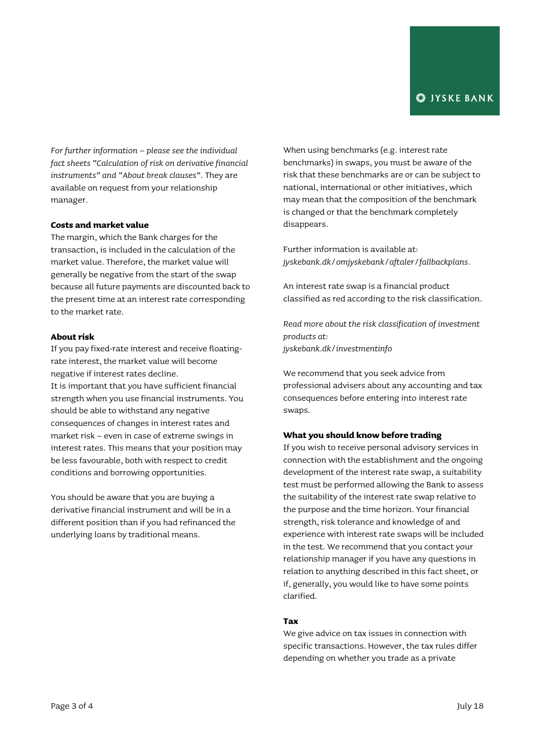*For further information – please see the individual fact sheets "Calculation of risk on derivative financial instruments" and "About break clauses".* They are available on request from your relationship manager.

**Costs and market value**

The margin, which the Bank charges for the transaction, is included in the calculation of the market value. Therefore, the market value will generally be negative from the start of the swap because all future payments are discounted back to the present time at an interest rate corresponding to the market rate.

**About risk**

If you pay fixed-rate interest and receive floating-rate interest, the market value will become negative if interest rates decline.

It is important that you have sufficient financial strength when you use financial instruments. You should be able to withstand any negative consequences of changes in interest rates and market risk – even in case of extreme swings in interest rates. This means that your position may be less favourable, both with respect to credit conditions and borrowing opportunities.

You should be aware that you are buying a derivative financial instrument and will be in a different position than if you had refinanced the underlying loans by traditional means.

When using benchmarks (e.g. interest rate benchmarks) in swaps, you must be aware of the risk that these benchmarks are or can be subject to national, international or other initiatives, which may mean that the composition of the benchmark is changed or that the benchmark completely disappears.

Further information is available at:
*jyskebank.dk/omjyskebank/aftaler/fallbackplans.*

An interest rate swap is a financial product classified as red according to the risk classification.

*Read more about the risk classification of investment products at:*
*jyskebank.dk/investmentinfo*

We recommend that you seek advice from professional advisers about any accounting and tax consequences before entering into interest rate swaps.

**What you should know before trading**

If you wish to receive personal advisory services in connection with the establishment and the ongoing development of the interest rate swap, a suitability test must be performed allowing the Bank to assess the suitability of the interest rate swap relative to the purpose and the time horizon. Your financial strength, risk tolerance and knowledge of and experience with interest rate swaps will be included in the test. We recommend that you contact your relationship manager if you have any questions in relation to anything described in this fact sheet, or if, generally, you would like to have some points clarified.

**Tax**

We give advice on tax issues in connection with specific transactions. However, the tax rules differ depending on whether you trade as a private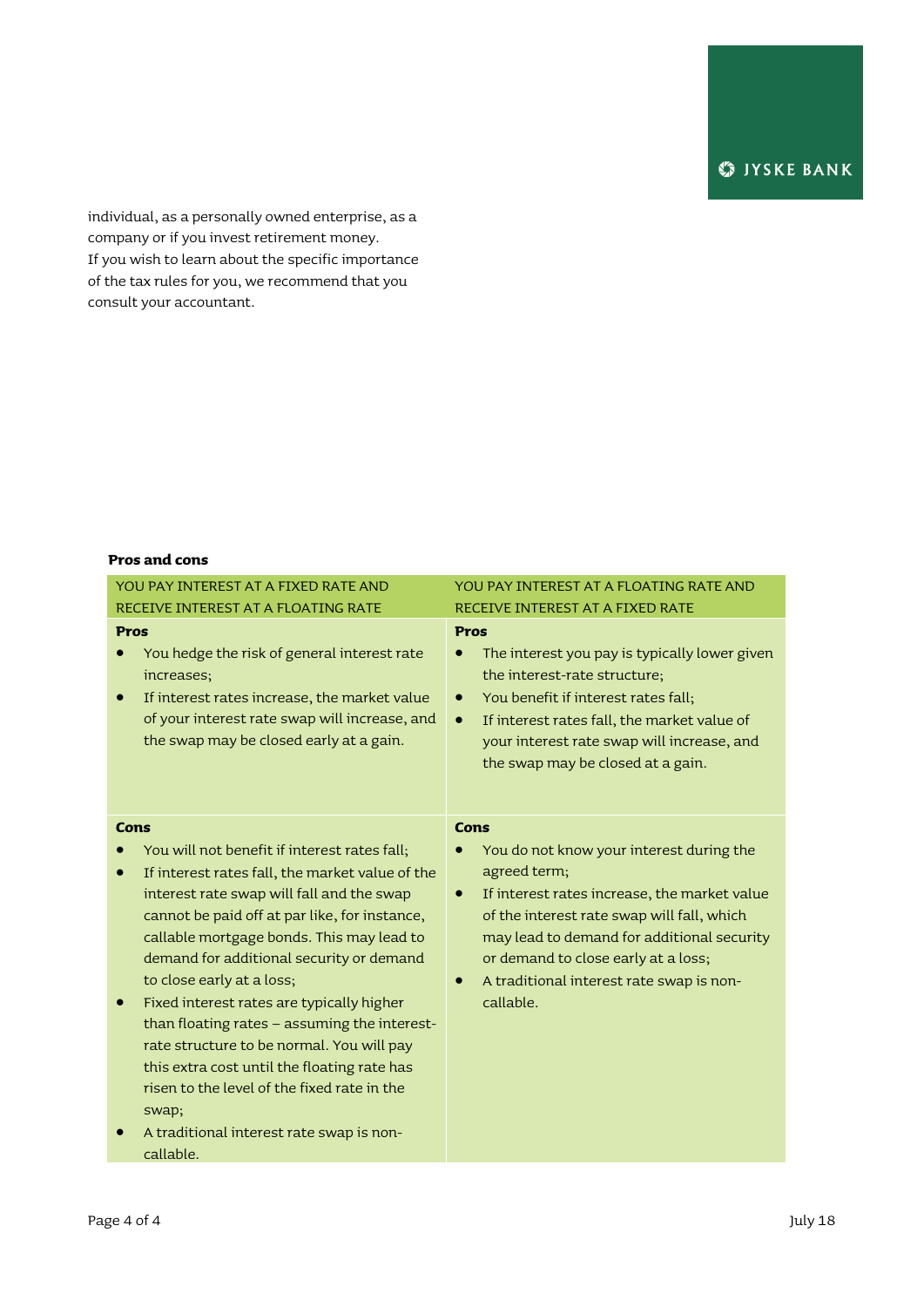individual, as a personally owned enterprise, as a company or if you invest retirement money.
If you wish to learn about the specific importance of the tax rules for you, we recommend that you consult your accountant.

**Pros and cons**

| YOU PAY INTEREST AT A FIXED RATE AND RECEIVE INTEREST AT A FLOATING RATE | YOU PAY INTEREST AT A FLOATING RATE AND RECEIVE INTEREST AT A FIXED RATE |
|---|---|
| **Pros**<br>• You hedge the risk of general interest rate increases;<br>• If interest rates increase, the market value of your interest rate swap will increase, and the swap may be closed early at a gain. | **Pros**<br>• The interest you pay is typically lower given the interest-rate structure;<br>• You benefit if interest rates fall;<br>• If interest rates fall, the market value of your interest rate swap will increase, and the swap may be closed at a gain. |
| **Cons**<br>• You will not benefit if interest rates fall;<br>• If interest rates fall, the market value of the interest rate swap will fall and the swap cannot be paid off at par like, for instance, callable mortgage bonds. This may lead to demand for additional security or demand to close early at a loss;<br>• Fixed interest rates are typically higher than floating rates – assuming the interest-rate structure to be normal. You will pay this extra cost until the floating rate has risen to the level of the fixed rate in the swap;<br>• A traditional interest rate swap is non-callable. | **Cons**<br>• You do not know your interest during the agreed term;<br>• If interest rates increase, the market value of the interest rate swap will fall, which may lead to demand for additional security or demand to close early at a loss;<br>• A traditional interest rate swap is non-callable. |